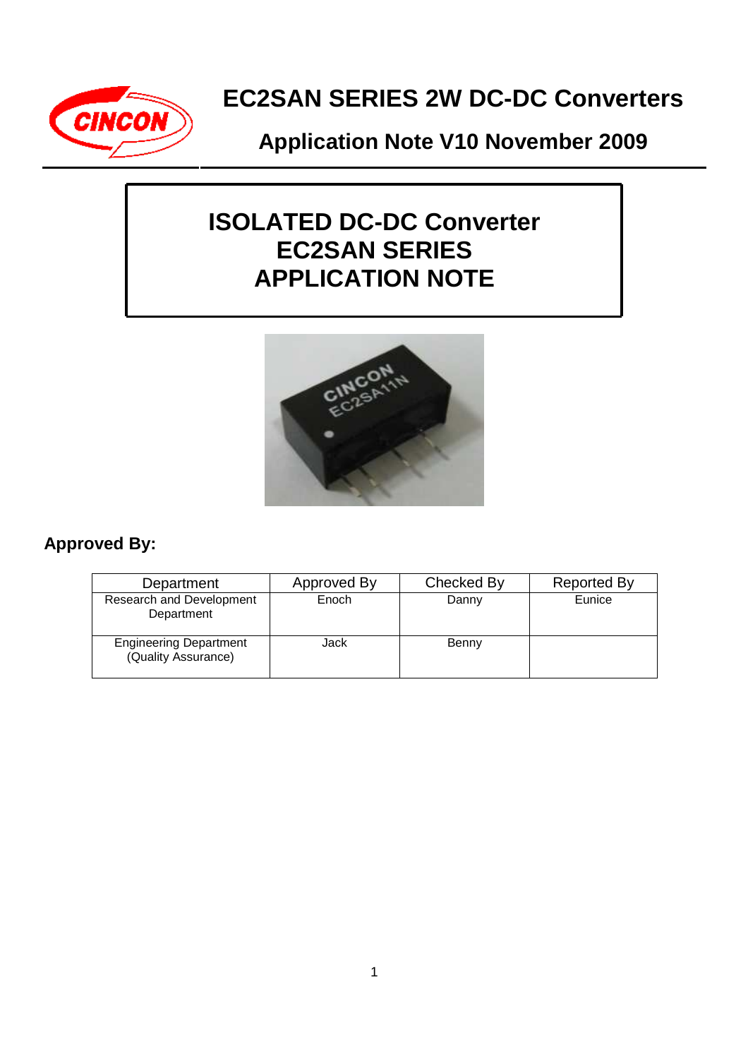# EC2SAN SERIES 2W DC-DC Converters

## Application Note V10 November 2009

# ISOLATED DC-DC Converter
# EC2SAN SERIES
# APPLICATION NOTE

**Approved By:**

| Department | Approved By | Checked By | Reported By |
|---|---|---|---|
| Research and Development Department | Enoch | Danny | Eunice |
| Engineering Department (Quality Assurance) | Jack | Benny | |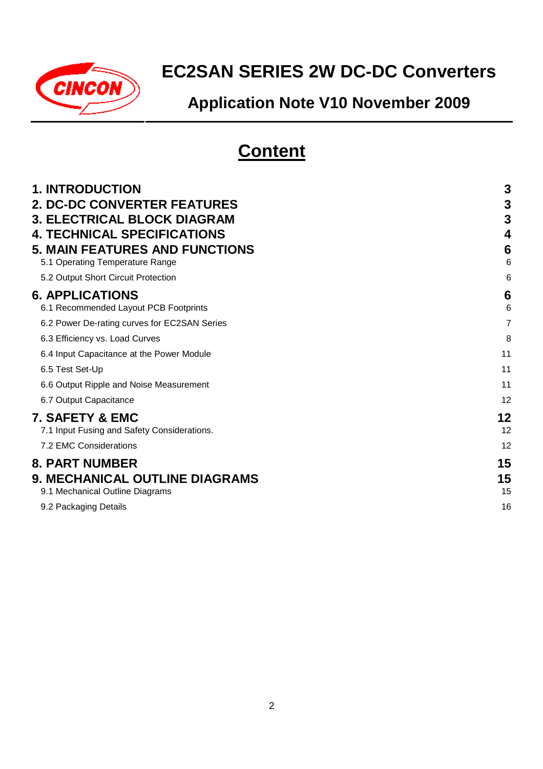# EC2SAN SERIES 2W DC-DC Converters

## Application Note V10 November 2009

# Content

| | |
|---|---|
| **1. INTRODUCTION** | **3** |
| **2. DC-DC CONVERTER FEATURES** | **3** |
| **3. ELECTRICAL BLOCK DIAGRAM** | **3** |
| **4. TECHNICAL SPECIFICATIONS** | **4** |
| **5. MAIN FEATURES AND FUNCTIONS** | **6** |
| 5.1 Operating Temperature Range | 6 |
| 5.2 Output Short Circuit Protection | 6 |
| **6. APPLICATIONS** | **6** |
| 6.1 Recommended Layout PCB Footprints | 6 |
| 6.2 Power De-rating curves for EC2SAN Series | 7 |
| 6.3 Efficiency vs. Load Curves | 8 |
| 6.4 Input Capacitance at the Power Module | 11 |
| 6.5 Test Set-Up | 11 |
| 6.6 Output Ripple and Noise Measurement | 11 |
| 6.7 Output Capacitance | 12 |
| **7. SAFETY & EMC** | **12** |
| 7.1 Input Fusing and Safety Considerations. | 12 |
| 7.2 EMC Considerations | 12 |
| **8. PART NUMBER** | **15** |
| **9. MECHANICAL OUTLINE DIAGRAMS** | **15** |
| 9.1 Mechanical Outline Diagrams | 15 |
| 9.2 Packaging Details | 16 |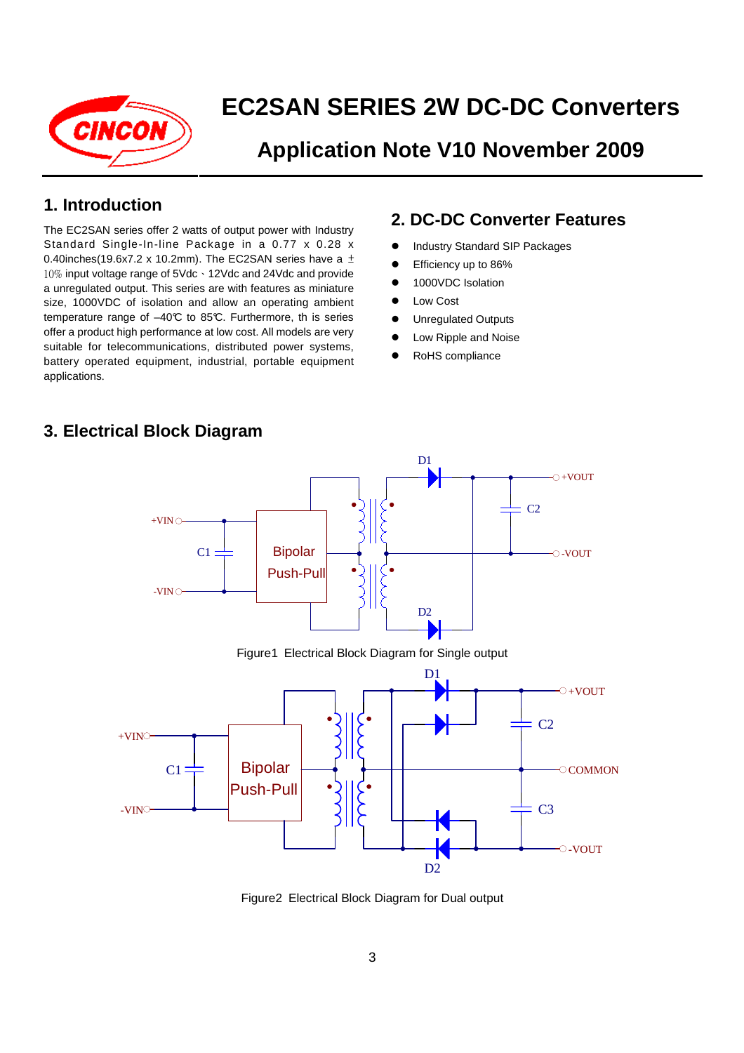# EC2SAN SERIES 2W DC-DC Converters

## Application Note V10 November 2009

## 1. Introduction

The EC2SAN series offer 2 watts of output power with Industry Standard Single-In-line Package in a 0.77 x 0.28 x 0.40inches(19.6x7.2 x 10.2mm). The EC2SAN series have a ± 10% input voltage range of 5Vdc、12Vdc and 24Vdc and provide a unregulated output. This series are with features as miniature size, 1000VDC of isolation and allow an operating ambient temperature range of –40℃ to 85℃. Furthermore, th is series offer a product high performance at low cost. All models are very suitable for telecommunications, distributed power systems, battery operated equipment, industrial, portable equipment applications.

## 2. DC-DC Converter Features

- Industry Standard SIP Packages
- Efficiency up to 86%
- 1000VDC Isolation
- Low Cost
- Unregulated Outputs
- Low Ripple and Noise
- RoHS compliance

## 3. Electrical Block Diagram

Figure1 Electrical Block Diagram for Single output

Figure2 Electrical Block Diagram for Dual output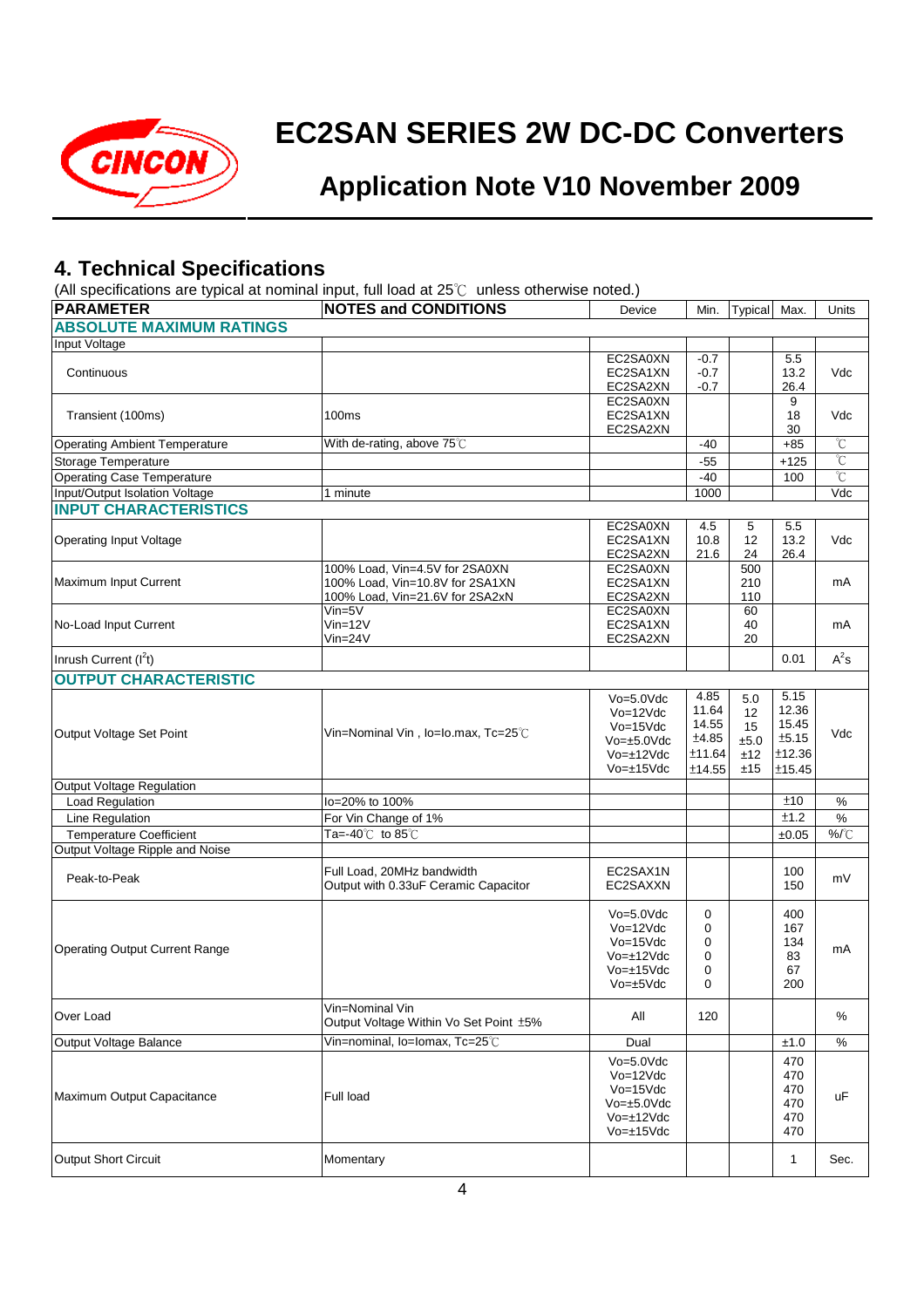# EC2SAN SERIES 2W DC-DC Converters

## Application Note V10 November 2009

## 4. Technical Specifications

(All specifications are typical at nominal input, full load at 25℃ unless otherwise noted.)

| PARAMETER | NOTES and CONDITIONS | Device | Min. | Typical | Max. | Units |
|---|---|---|---|---|---|---|
| **ABSOLUTE MAXIMUM RATINGS** | | | | | | |
| Input Voltage | | | | | | |
| Continuous | | EC2SA0XN<br>EC2SA1XN<br>EC2SA2XN | -0.7<br>-0.7<br>-0.7 | | 5.5<br>13.2<br>26.4 | Vdc |
| Transient (100ms) | 100ms | EC2SA0XN<br>EC2SA1XN<br>EC2SA2XN | | | 9<br>18<br>30 | Vdc |
| Operating Ambient Temperature | With de-rating, above 75℃ | | -40 | | +85 | ℃ |
| Storage Temperature | | | -55 | | +125 | ℃ |
| Operating Case Temperature | | | -40 | | 100 | ℃ |
| Input/Output Isolation Voltage | 1 minute | | 1000 | | | Vdc |
| **INPUT CHARACTERISTICS** | | | | | | |
| Operating Input Voltage | | EC2SA0XN<br>EC2SA1XN<br>EC2SA2XN | 4.5<br>10.8<br>21.6 | 5<br>12<br>24 | 5.5<br>13.2<br>26.4 | Vdc |
| Maximum Input Current | 100% Load, Vin=4.5V for 2SA0XN<br>100% Load, Vin=10.8V for 2SA1XN<br>100% Load, Vin=21.6V for 2SA2xN | EC2SA0XN<br>EC2SA1XN<br>EC2SA2XN | | 500<br>210<br>110 | | mA |
| No-Load Input Current | Vin=5V<br>Vin=12V<br>Vin=24V | EC2SA0XN<br>EC2SA1XN<br>EC2SA2XN | | 60<br>40<br>20 | | mA |
| Inrush Current ($I^2t$) | | | | | 0.01 | $A^2s$ |
| **OUTPUT CHARACTERISTIC** | | | | | | |
| Output Voltage Set Point | Vin=Nominal Vin , Io=Io.max, Tc=25℃ | Vo=5.0Vdc<br>Vo=12Vdc<br>Vo=15Vdc<br>Vo=±5.0Vdc<br>Vo=±12Vdc<br>Vo=±15Vdc | 4.85<br>11.64<br>14.55<br>±4.85<br>±11.64<br>±14.55 | 5.0<br>12<br>15<br>±5.0<br>±12<br>±15 | 5.15<br>12.36<br>15.45<br>±5.15<br>±12.36<br>±15.45 | Vdc |
| Output Voltage Regulation | | | | | | |
| Load Regulation | Io=20% to 100% | | | | ±10 | % |
| Line Regulation | For Vin Change of 1% | | | | ±1.2 | % |
| Temperature Coefficient | Ta=-40℃ to 85℃ | | | | ±0.05 | %/℃ |
| Output Voltage Ripple and Noise | | | | | | |
| Peak-to-Peak | Full Load, 20MHz bandwidth<br>Output with 0.33uF Ceramic Capacitor | EC2SAX1N<br>EC2SAXXN | | | 100<br>150 | mV |
| Operating Output Current Range | | Vo=5.0Vdc<br>Vo=12Vdc<br>Vo=15Vdc<br>Vo=±12Vdc<br>Vo=±15Vdc<br>Vo=±5Vdc | 0<br>0<br>0<br>0<br>0<br>0 | | 400<br>167<br>134<br>83<br>67<br>200 | mA |
| Over Load | Vin=Nominal Vin<br>Output Voltage Within Vo Set Point ±5% | All | 120 | | | % |
| Output Voltage Balance | Vin=nominal, Io=Iomax, Tc=25℃ | Dual | | | ±1.0 | % |
| Maximum Output Capacitance | Full load | Vo=5.0Vdc<br>Vo=12Vdc<br>Vo=15Vdc<br>Vo=±5.0Vdc<br>Vo=±12Vdc<br>Vo=±15Vdc | | | 470<br>470<br>470<br>470<br>470<br>470 | uF |
| Output Short Circuit | Momentary | | | | 1 | Sec. |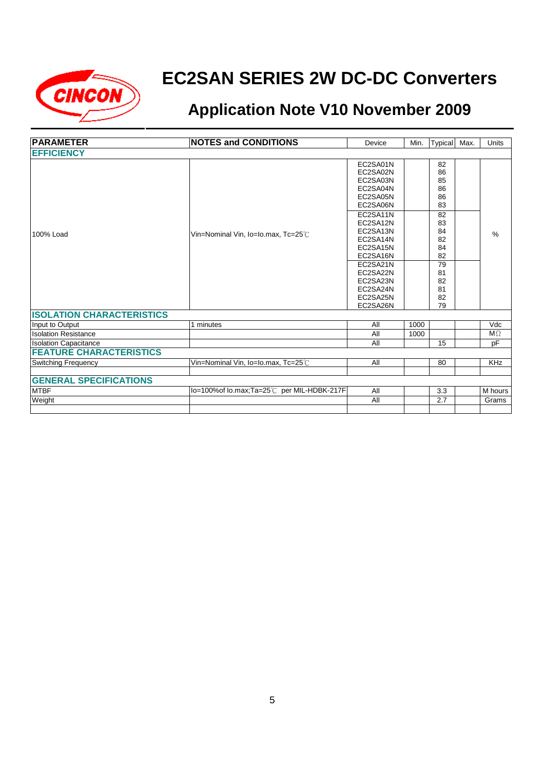# EC2SAN SERIES 2W DC-DC Converters

## Application Note V10 November 2009

| PARAMETER | NOTES and CONDITIONS | Device | Min. | Typical | Max. | Units |
|---|---|---|---|---|---|---|
| **EFFICIENCY** | | | | | | |
| 100% Load | Vin=Nominal Vin, Io=Io.max, Tc=25℃ | EC2SA01N | | 82 | | % |
| | | EC2SA02N | | 86 | | |
| | | EC2SA03N | | 85 | | |
| | | EC2SA04N | | 86 | | |
| | | EC2SA05N | | 86 | | |
| | | EC2SA06N | | 83 | | |
| | | EC2SA11N | | 82 | | |
| | | EC2SA12N | | 83 | | |
| | | EC2SA13N | | 84 | | |
| | | EC2SA14N | | 82 | | |
| | | EC2SA15N | | 84 | | |
| | | EC2SA16N | | 82 | | |
| | | EC2SA21N | | 79 | | |
| | | EC2SA22N | | 81 | | |
| | | EC2SA23N | | 82 | | |
| | | EC2SA24N | | 81 | | |
| | | EC2SA25N | | 82 | | |
| | | EC2SA26N | | 79 | | |
| **ISOLATION CHARACTERISTICS** | | | | | | |
| Input to Output | 1 minutes | All | 1000 | | | Vdc |
| Isolation Resistance | | All | 1000 | | | MΩ |
| Isolation Capacitance | | All | | 15 | | pF |
| **FEATURE CHARACTERISTICS** | | | | | | |
| Switching Frequency | Vin=Nominal Vin, Io=Io.max, Tc=25℃ | All | | 80 | | KHz |
| | | | | | | |
| **GENERAL SPECIFICATIONS** | | | | | | |
| MTBF | Io=100%of Io.max;Ta=25℃ per MIL-HDBK-217F | All | | 3.3 | | M hours |
| Weight | | All | | 2.7 | | Grams |
| | | | | | | |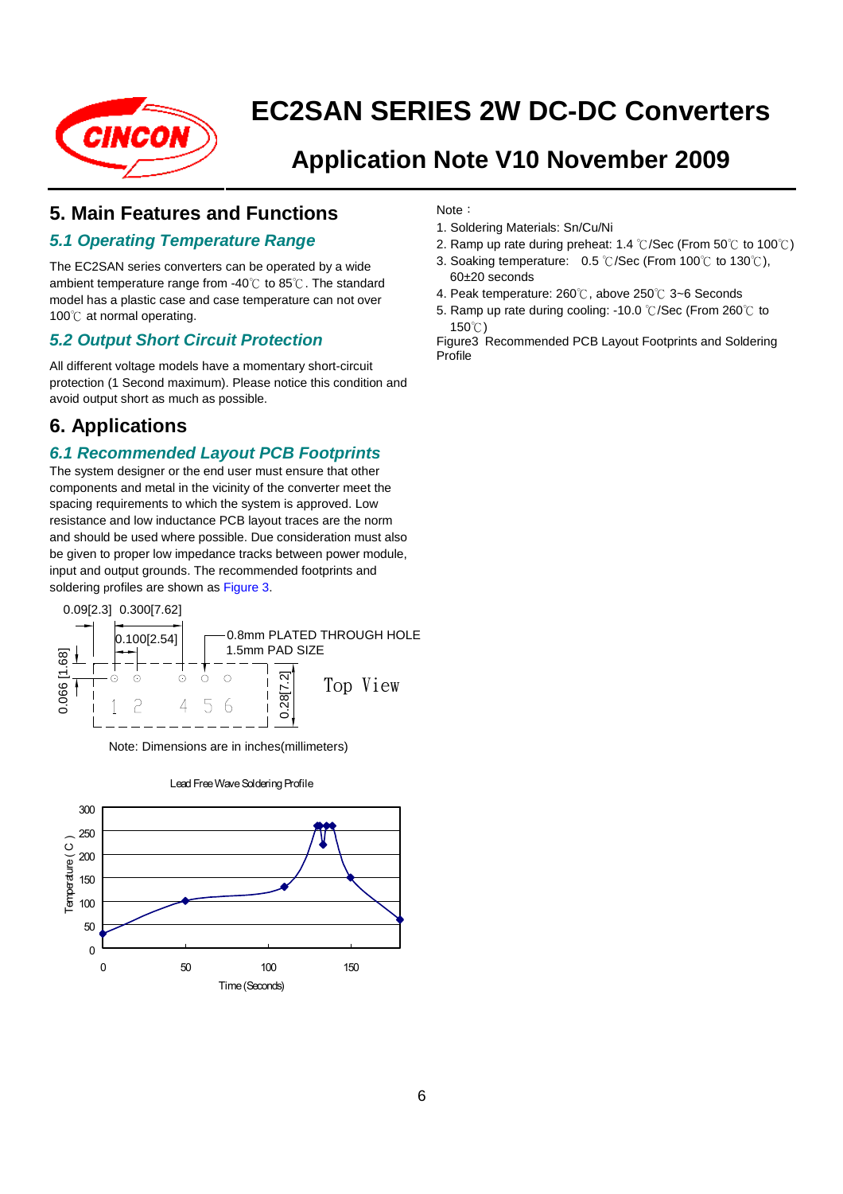# EC2SAN SERIES 2W DC-DC Converters

## Application Note V10 November 2009

## 5. Main Features and Functions

### 5.1 Operating Temperature Range

The EC2SAN series converters can be operated by a wide ambient temperature range from -40℃ to 85℃. The standard model has a plastic case and case temperature can not over 100℃ at normal operating.

### 5.2 Output Short Circuit Protection

All different voltage models have a momentary short-circuit protection (1 Second maximum). Please notice this condition and avoid output short as much as possible.

## 6. Applications

### 6.1 Recommended Layout PCB Footprints

The system designer or the end user must ensure that other components and metal in the vicinity of the converter meet the spacing requirements to which the system is approved. Low resistance and low inductance PCB layout traces are the norm and should be used where possible. Due consideration must also be given to proper low impedance tracks between power module, input and output grounds. The recommended footprints and soldering profiles are shown as Figure 3.

0.09[2.3] 0.300[7.62]

0.100[2.54]

0.8mm PLATED THROUGH HOLE
1.5mm PAD SIZE

0.066 [1.68]

0.28[7.2]

1 2 4 5 6

Top View

Note: Dimensions are in inches(millimeters)

Lead Free Wave Soldering Profile

Temperature ( C )

Time (Seconds)

Note：

1. Soldering Materials: Sn/Cu/Ni
2. Ramp up rate during preheat: 1.4 ℃/Sec (From 50℃ to 100℃)
3. Soaking temperature: 0.5 ℃/Sec (From 100℃ to 130℃), 60±20 seconds
4. Peak temperature: 260℃, above 250℃ 3~6 Seconds
5. Ramp up rate during cooling: -10.0 ℃/Sec (From 260℃ to 150℃)

Figure3 Recommended PCB Layout Footprints and Soldering Profile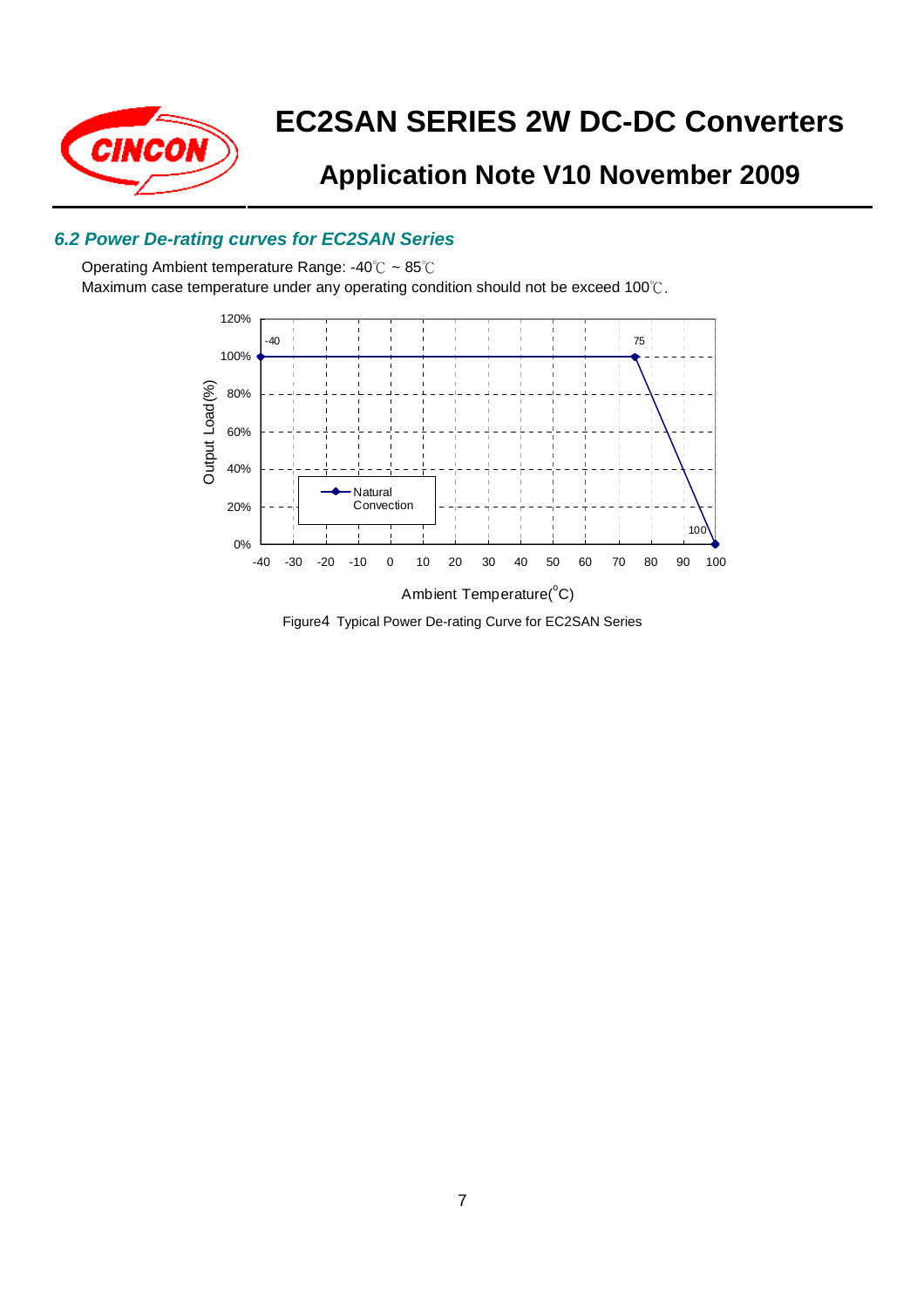### 6.2 Power De-rating curves for EC2SAN Series

Operating Ambient temperature Range: -40℃ ~ 85℃

Maximum case temperature under any operating condition should not be exceed 100℃.

Figure4 Typical Power De-rating Curve for EC2SAN Series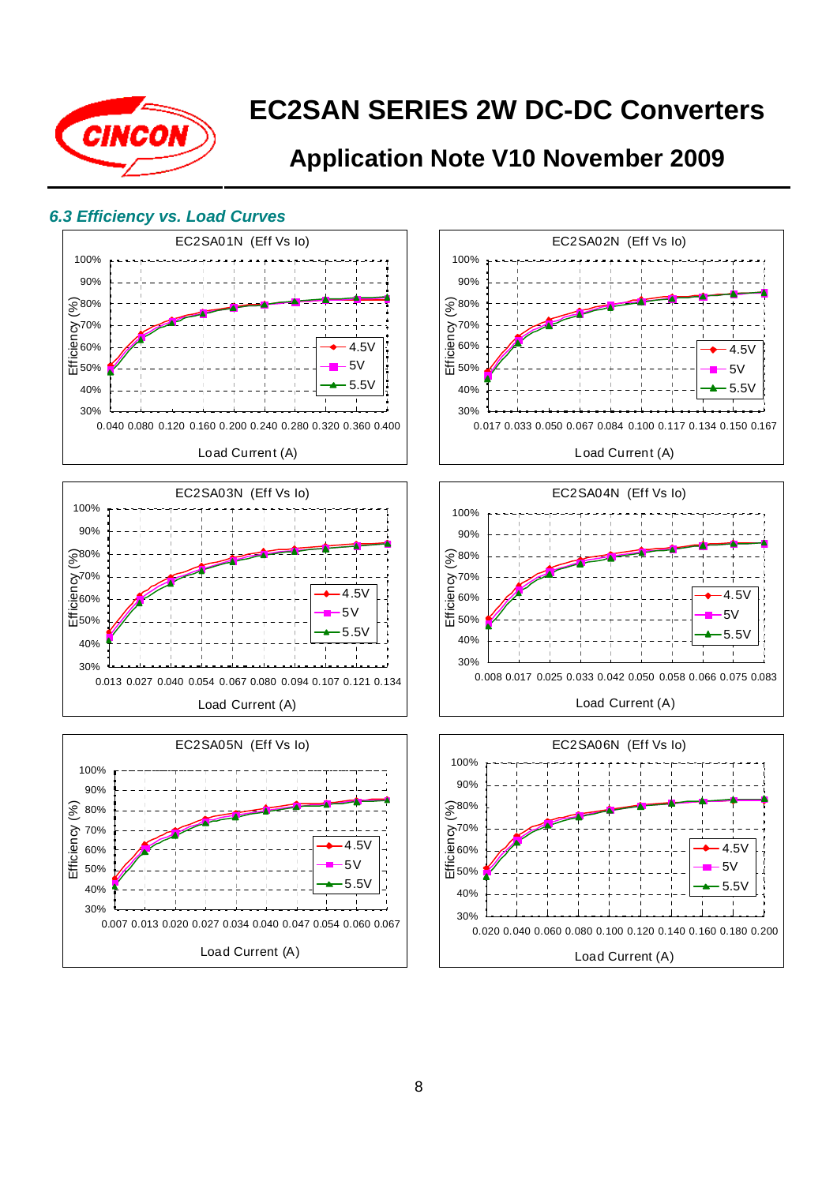### 6.3 Efficiency vs. Load Curves

EC2SA01N (Eff Vs Io)

Efficiency (%): 100%, 90%, 80%, 70%, 60%, 50%, 40%, 30%

Load Current (A): 0.040 0.080 0.120 0.160 0.200 0.240 0.280 0.320 0.360 0.400

Legend: 4.5V, 5V, 5.5V

EC2SA02N (Eff Vs Io)

Efficiency (%): 100%, 90%, 80%, 70%, 60%, 50%, 40%, 30%

Load Current (A): 0.017 0.033 0.050 0.067 0.084 0.100 0.117 0.134 0.150 0.167

Legend: 4.5V, 5V, 5.5V

EC2SA03N (Eff Vs Io)

Efficiency (%): 100%, 90%, 80%, 70%, 60%, 50%, 40%, 30%

Load Current (A): 0.013 0.027 0.040 0.054 0.067 0.080 0.094 0.107 0.121 0.134

Legend: 4.5V, 5V, 5.5V

EC2SA04N (Eff Vs Io)

Efficiency (%): 100%, 90%, 80%, 70%, 60%, 50%, 40%, 30%

Load Current (A): 0.008 0.017 0.025 0.033 0.042 0.050 0.058 0.066 0.075 0.083

Legend: 4.5V, 5V, 5.5V

EC2SA05N (Eff Vs Io)

Efficiency (%): 100%, 90%, 80%, 70%, 60%, 50%, 40%, 30%

Load Current (A): 0.007 0.013 0.020 0.027 0.034 0.040 0.047 0.054 0.060 0.067

Legend: 4.5V, 5V, 5.5V

EC2SA06N (Eff Vs Io)

Efficiency (%): 100%, 90%, 80%, 70%, 60%, 50%, 40%, 30%

Load Current (A): 0.020 0.040 0.060 0.080 0.100 0.120 0.140 0.160 0.180 0.200

Legend: 4.5V, 5V, 5.5V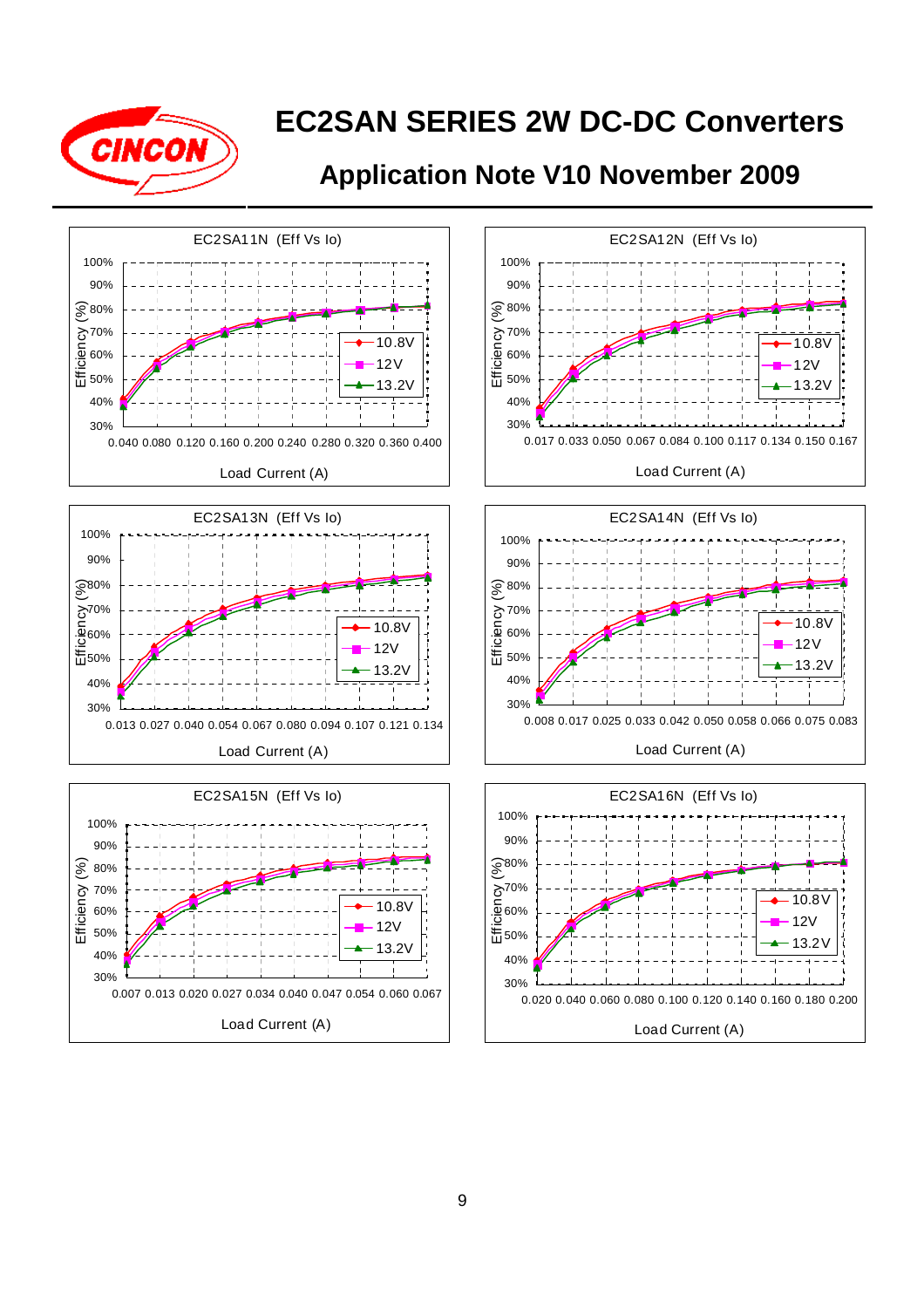# EC2SAN SERIES 2W DC-DC Converters

## Application Note V10 November 2009

EC2SA11N (Eff Vs Io)

Efficiency (%): 30%, 40%, 50%, 60%, 70%, 80%, 90%, 100%

Load Current (A): 0.040 0.080 0.120 0.160 0.200 0.240 0.280 0.320 0.360 0.400

Legend: 10.8V, 12V, 13.2V

EC2SA12N (Eff Vs Io)

Efficiency (%): 30%, 40%, 50%, 60%, 70%, 80%, 90%, 100%

Load Current (A): 0.017 0.033 0.050 0.067 0.084 0.100 0.117 0.134 0.150 0.167

Legend: 10.8V, 12V, 13.2V

EC2SA13N (Eff Vs Io)

Efficiency (%): 30%, 40%, 50%, 60%, 70%, 80%, 90%, 100%

Load Current (A): 0.013 0.027 0.040 0.054 0.067 0.080 0.094 0.107 0.121 0.134

Legend: 10.8V, 12V, 13.2V

EC2SA14N (Eff Vs Io)

Efficiency (%): 30%, 40%, 50%, 60%, 70%, 80%, 90%, 100%

Load Current (A): 0.008 0.017 0.025 0.033 0.042 0.050 0.058 0.066 0.075 0.083

Legend: 10.8V, 12V, 13.2V

EC2SA15N (Eff Vs Io)

Efficiency (%): 30%, 40%, 50%, 60%, 70%, 80%, 90%, 100%

Load Current (A): 0.007 0.013 0.020 0.027 0.034 0.040 0.047 0.054 0.060 0.067

Legend: 10.8V, 12V, 13.2V

EC2SA16N (Eff Vs Io)

Efficiency (%): 30%, 40%, 50%, 60%, 70%, 80%, 90%, 100%

Load Current (A): 0.020 0.040 0.060 0.080 0.100 0.120 0.140 0.160 0.180 0.200

Legend: 10.8V, 12V, 13.2V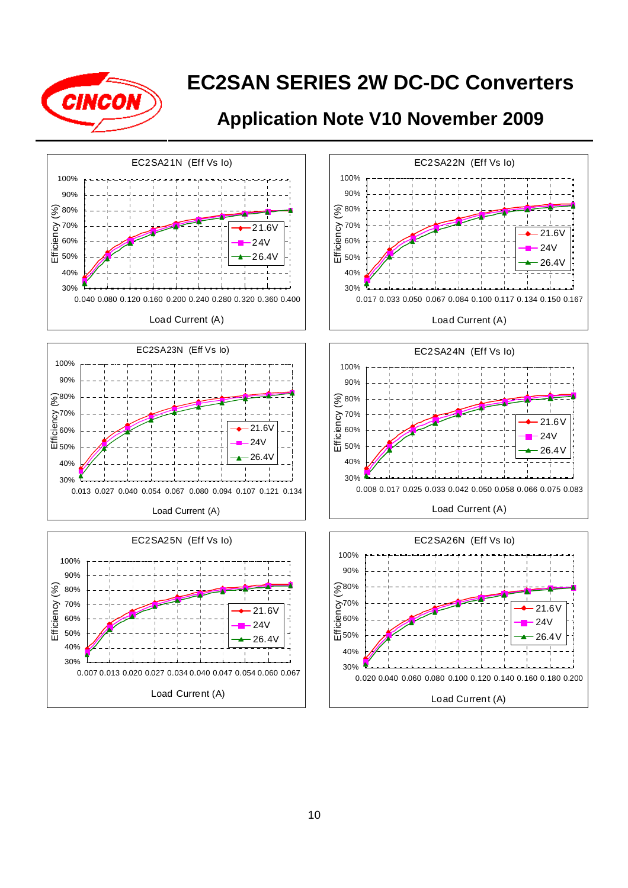# EC2SAN SERIES 2W DC-DC Converters

## Application Note V10 November 2009

EC2SA21N (Eff Vs Io)

Efficiency (%): 30% – 100%

Load Current (A): 0.040 0.080 0.120 0.160 0.200 0.240 0.280 0.320 0.360 0.400

Legend: 21.6V, 24V, 26.4V

EC2SA22N (Eff Vs Io)

Efficiency (%): 30% – 100%

Load Current (A): 0.017 0.033 0.050 0.067 0.084 0.100 0.117 0.134 0.150 0.167

Legend: 21.6V, 24V, 26.4V

EC2SA23N (Eff Vs Io)

Efficiency (%): 30% – 100%

Load Current (A): 0.013 0.027 0.040 0.054 0.067 0.080 0.094 0.107 0.121 0.134

Legend: 21.6V, 24V, 26.4V

EC2SA24N (Eff Vs Io)

Efficiency (%): 30% – 100%

Load Current (A): 0.008 0.017 0.025 0.033 0.042 0.050 0.058 0.066 0.075 0.083

Legend: 21.6V, 24V, 26.4V

EC2SA25N (Eff Vs Io)

Efficiency (%): 30% – 100%

Load Current (A): 0.007 0.013 0.020 0.027 0.034 0.040 0.047 0.054 0.060 0.067

Legend: 21.6V, 24V, 26.4V

EC2SA26N (Eff Vs Io)

Efficiency (%): 30% – 100%

Load Current (A): 0.020 0.040 0.060 0.080 0.100 0.120 0.140 0.160 0.180 0.200

Legend: 21.6V, 24V, 26.4V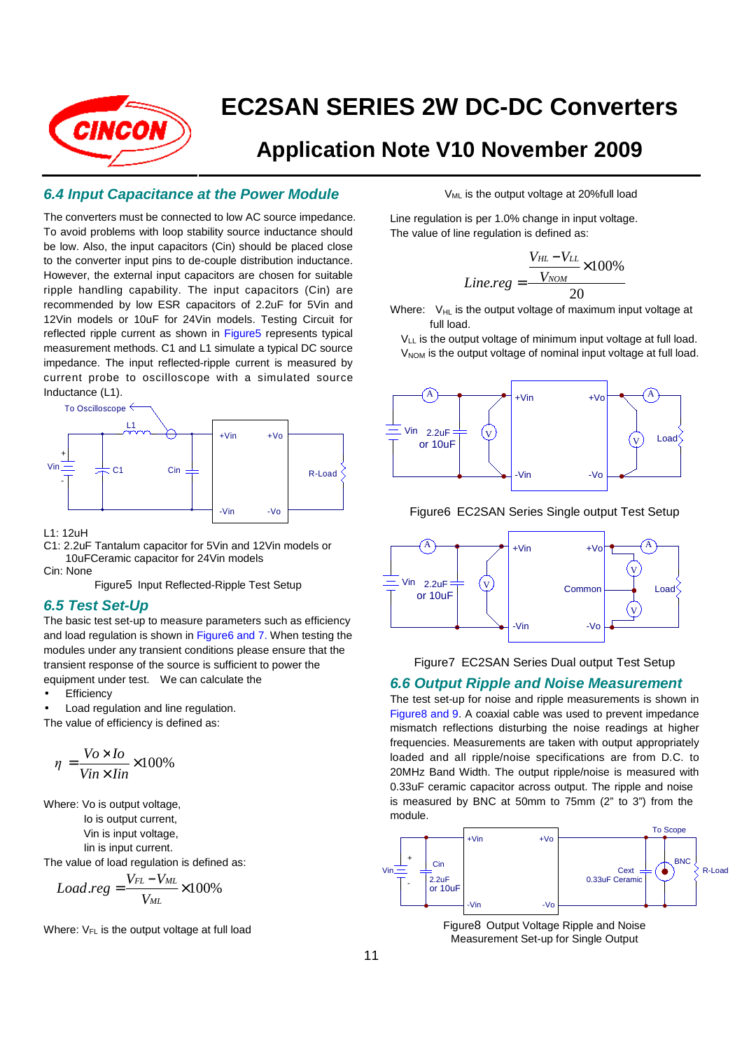## 6.4 Input Capacitance at the Power Module

The converters must be connected to low AC source impedance. To avoid problems with loop stability source inductance should be low. Also, the input capacitors (Cin) should be placed close to the converter input pins to de-couple distribution inductance. However, the external input capacitors are chosen for suitable ripple handling capability. The input capacitors (Cin) are recommended by low ESR capacitors of 2.2uF for 5Vin and 12Vin models or 10uF for 24Vin models. Testing Circuit for reflected ripple current as shown in Figure5 represents typical measurement methods. C1 and L1 simulate a typical DC source impedance. The input reflected-ripple current is measured by current probe to oscilloscope with a simulated source Inductance (L1).

L1: 12uH

C1: 2.2uF Tantalum capacitor for 5Vin and 12Vin models or 10uFCeramic capacitor for 24Vin models

Cin: None

Figure5 Input Reflected-Ripple Test Setup

## 6.5 Test Set-Up

The basic test set-up to measure parameters such as efficiency and load regulation is shown in Figure6 and 7. When testing the modules under any transient conditions please ensure that the transient response of the source is sufficient to power the equipment under test. We can calculate the

- Efficiency
- Load regulation and line regulation.

The value of efficiency is defined as:

$$\eta = \frac{Vo \times Io}{Vin \times Iin} \times 100\%$$

Where: Vo is output voltage,
Io is output current,
Vin is input voltage,
Iin is input current.

The value of load regulation is defined as:

$$Load.reg = \frac{V_{FL} - V_{ML}}{V_{ML}} \times 100\%$$

Where: $V_{FL}$ is the output voltage at full load

$V_{ML}$ is the output voltage at 20%full load

Line regulation is per 1.0% change in input voltage. The value of line regulation is defined as:

$$Line.reg = \frac{\frac{V_{HL} - V_{LL}}{V_{NOM}} \times 100\%}{20}$$

Where: $V_{HL}$ is the output voltage of maximum input voltage at full load.
$V_{LL}$ is the output voltage of minimum input voltage at full load.
$V_{NOM}$ is the output voltage of nominal input voltage at full load.

Figure6 EC2SAN Series Single output Test Setup

Figure7 EC2SAN Series Dual output Test Setup

## 6.6 Output Ripple and Noise Measurement

The test set-up for noise and ripple measurements is shown in Figure8 and 9. A coaxial cable was used to prevent impedance mismatch reflections disturbing the noise readings at higher frequencies. Measurements are taken with output appropriately loaded and all ripple/noise specifications are from D.C. to 20MHz Band Width. The output ripple/noise is measured with 0.33uF ceramic capacitor across output. The ripple and noise is measured by BNC at 50mm to 75mm (2" to 3") from the module.

Figure8 Output Voltage Ripple and Noise Measurement Set-up for Single Output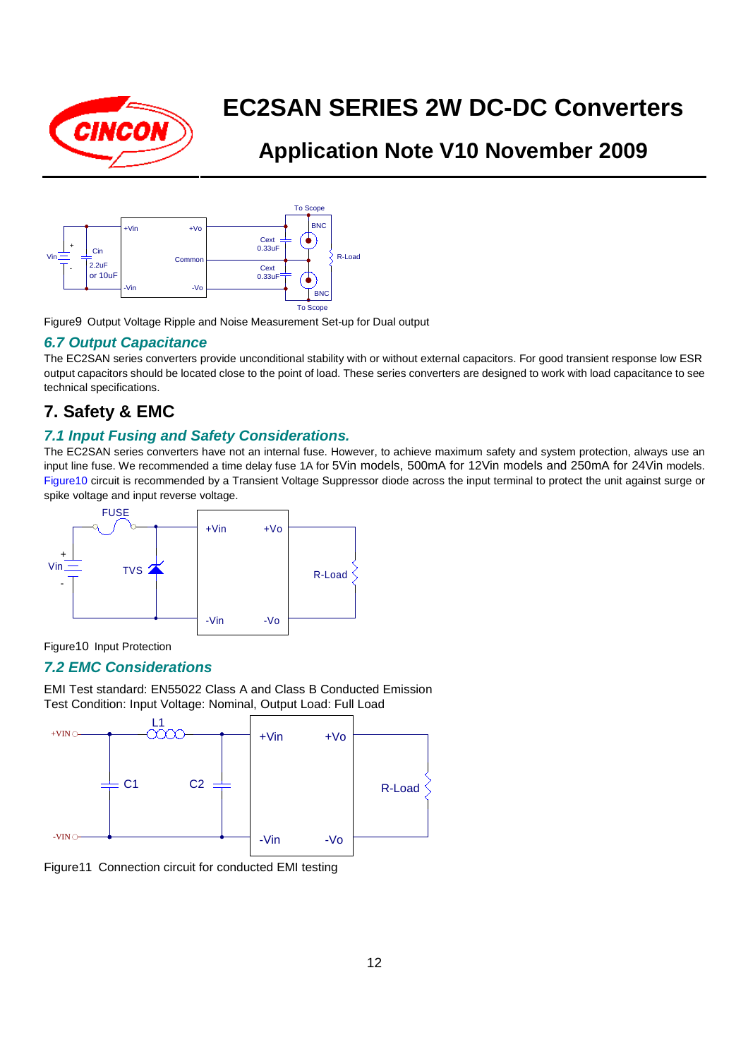Figure9 Output Voltage Ripple and Noise Measurement Set-up for Dual output

### 6.7 Output Capacitance

The EC2SAN series converters provide unconditional stability with or without external capacitors. For good transient response low ESR output capacitors should be located close to the point of load. These series converters are designed to work with load capacitance to see technical specifications.

## 7. Safety & EMC

### 7.1 Input Fusing and Safety Considerations.

The EC2SAN series converters have not an internal fuse. However, to achieve maximum safety and system protection, always use an input line fuse. We recommended a time delay fuse 1A for 5Vin models, 500mA for 12Vin models and 250mA for 24Vin models. Figure10 circuit is recommended by a Transient Voltage Suppressor diode across the input terminal to protect the unit against surge or spike voltage and input reverse voltage.

Figure10 Input Protection

### 7.2 EMC Considerations

EMI Test standard: EN55022 Class A and Class B Conducted Emission
Test Condition: Input Voltage: Nominal, Output Load: Full Load

Figure11 Connection circuit for conducted EMI testing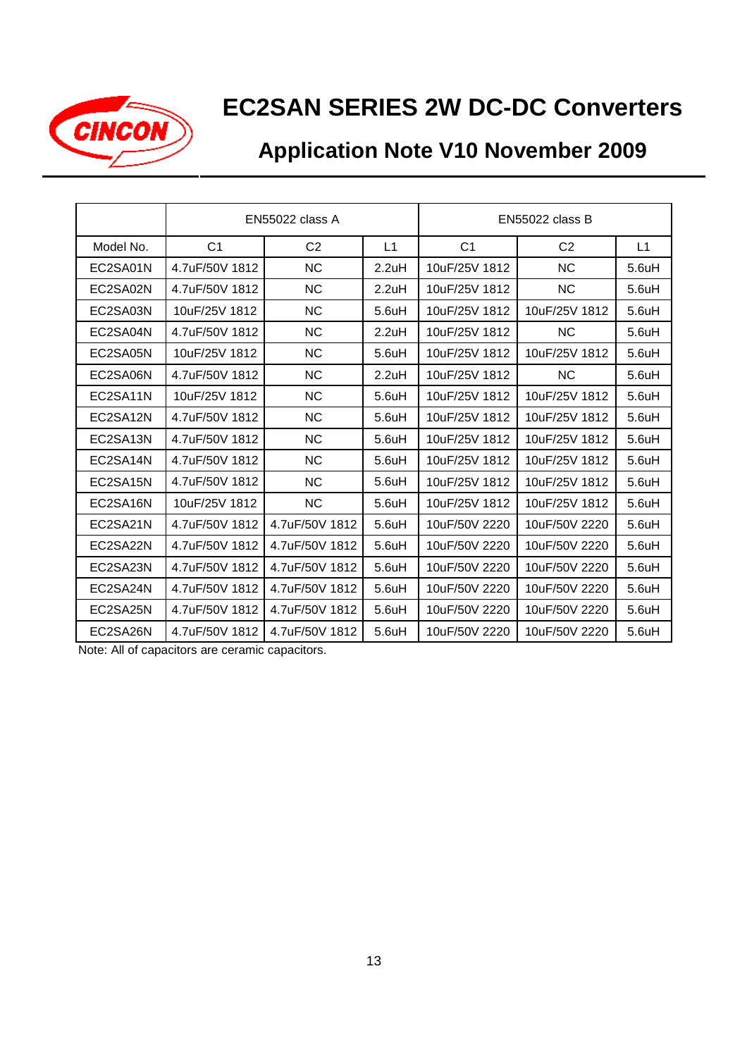# EC2SAN SERIES 2W DC-DC Converters

## Application Note V10 November 2009

| | EN55022 class A | | | EN55022 class B | | |
|---|---|---|---|---|---|---|
| Model No. | C1 | C2 | L1 | C1 | C2 | L1 |
| EC2SA01N | 4.7uF/50V 1812 | NC | 2.2uH | 10uF/25V 1812 | NC | 5.6uH |
| EC2SA02N | 4.7uF/50V 1812 | NC | 2.2uH | 10uF/25V 1812 | NC | 5.6uH |
| EC2SA03N | 10uF/25V 1812 | NC | 5.6uH | 10uF/25V 1812 | 10uF/25V 1812 | 5.6uH |
| EC2SA04N | 4.7uF/50V 1812 | NC | 2.2uH | 10uF/25V 1812 | NC | 5.6uH |
| EC2SA05N | 10uF/25V 1812 | NC | 5.6uH | 10uF/25V 1812 | 10uF/25V 1812 | 5.6uH |
| EC2SA06N | 4.7uF/50V 1812 | NC | 2.2uH | 10uF/25V 1812 | NC | 5.6uH |
| EC2SA11N | 10uF/25V 1812 | NC | 5.6uH | 10uF/25V 1812 | 10uF/25V 1812 | 5.6uH |
| EC2SA12N | 4.7uF/50V 1812 | NC | 5.6uH | 10uF/25V 1812 | 10uF/25V 1812 | 5.6uH |
| EC2SA13N | 4.7uF/50V 1812 | NC | 5.6uH | 10uF/25V 1812 | 10uF/25V 1812 | 5.6uH |
| EC2SA14N | 4.7uF/50V 1812 | NC | 5.6uH | 10uF/25V 1812 | 10uF/25V 1812 | 5.6uH |
| EC2SA15N | 4.7uF/50V 1812 | NC | 5.6uH | 10uF/25V 1812 | 10uF/25V 1812 | 5.6uH |
| EC2SA16N | 10uF/25V 1812 | NC | 5.6uH | 10uF/25V 1812 | 10uF/25V 1812 | 5.6uH |
| EC2SA21N | 4.7uF/50V 1812 | 4.7uF/50V 1812 | 5.6uH | 10uF/50V 2220 | 10uF/50V 2220 | 5.6uH |
| EC2SA22N | 4.7uF/50V 1812 | 4.7uF/50V 1812 | 5.6uH | 10uF/50V 2220 | 10uF/50V 2220 | 5.6uH |
| EC2SA23N | 4.7uF/50V 1812 | 4.7uF/50V 1812 | 5.6uH | 10uF/50V 2220 | 10uF/50V 2220 | 5.6uH |
| EC2SA24N | 4.7uF/50V 1812 | 4.7uF/50V 1812 | 5.6uH | 10uF/50V 2220 | 10uF/50V 2220 | 5.6uH |
| EC2SA25N | 4.7uF/50V 1812 | 4.7uF/50V 1812 | 5.6uH | 10uF/50V 2220 | 10uF/50V 2220 | 5.6uH |
| EC2SA26N | 4.7uF/50V 1812 | 4.7uF/50V 1812 | 5.6uH | 10uF/50V 2220 | 10uF/50V 2220 | 5.6uH |

Note: All of capacitors are ceramic capacitors.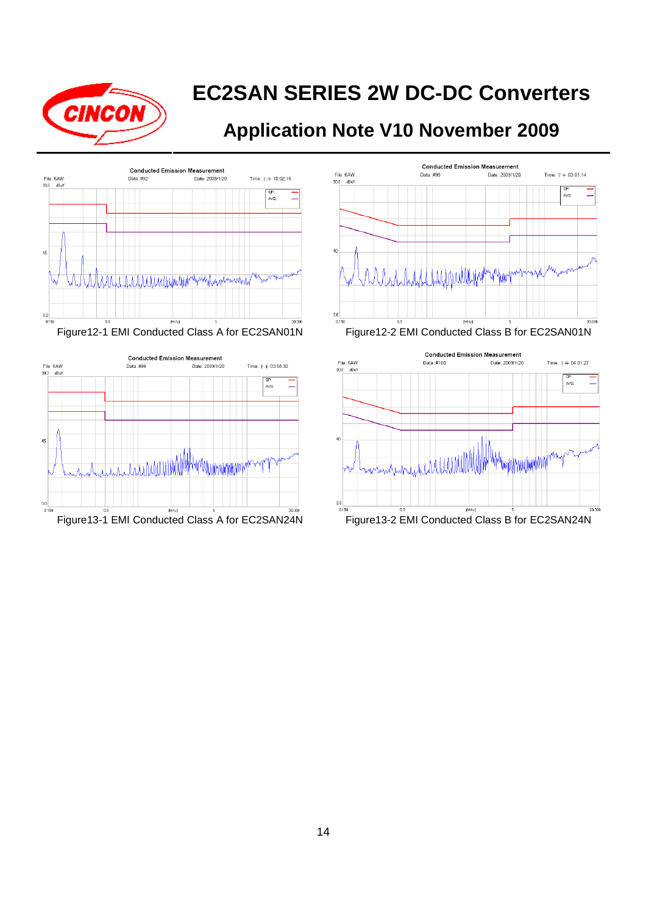Figure12-1 EMI Conducted Class A for EC2SAN01N

Figure12-2 EMI Conducted Class B for EC2SAN01N

Figure13-1 EMI Conducted Class A for EC2SAN24N

Figure13-2 EMI Conducted Class B for EC2SAN24N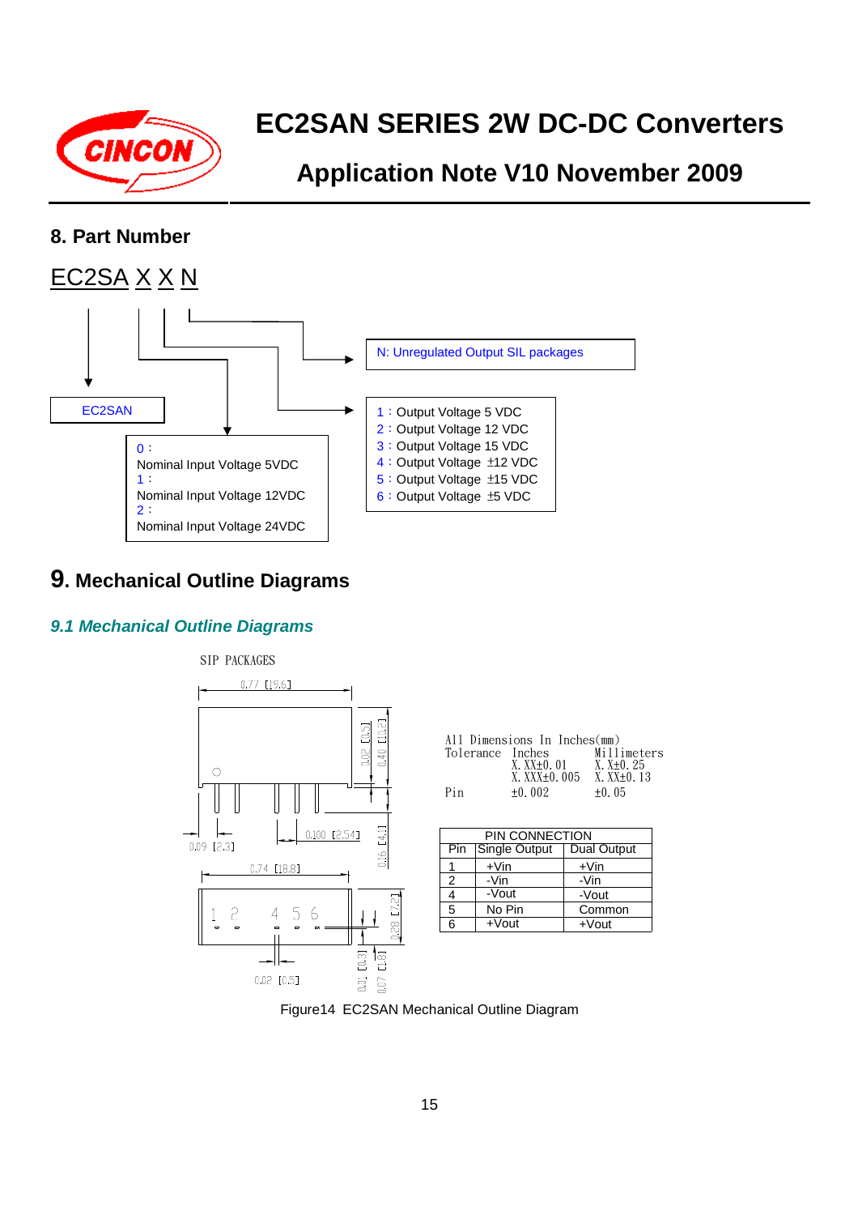## 8. Part Number

EC2SA X X N

EC2SAN

0 :
Nominal Input Voltage 5VDC
1 :
Nominal Input Voltage 12VDC
2 :
Nominal Input Voltage 24VDC

N: Unregulated Output SIL packages

1 : Output Voltage 5 VDC
2 : Output Voltage 12 VDC
3 : Output Voltage 15 VDC
4 : Output Voltage ±12 VDC
5 : Output Voltage ±15 VDC
6 : Output Voltage ±5 VDC

## 9. Mechanical Outline Diagrams

### *9.1 Mechanical Outline Diagrams*

SIP PACKAGES

0.77 [19.6]

0.02 [0.5]

0.40 [10.2]

0.09 [2.3]

0.100 [2.54]

0.16 [4.1]

0.74 [18.8]

1 2 4 5 6

0.28 [7.2]

0.02 [0.5]

0.01 [0.3]

0.07 [1.8]

All Dimensions In Inches(mm)

| Tolerance | Inches | Millimeters |
|---|---|---|
| | X.XX±0.01 | X.X±0.25 |
| | X.XXX±0.005 | X.XX±0.13 |
| Pin | ±0.002 | ±0.05 |

| PIN CONNECTION | | |
|---|---|---|
| Pin | Single Output | Dual Output |
| 1 | +Vin | +Vin |
| 2 | -Vin | -Vin |
| 4 | -Vout | -Vout |
| 5 | No Pin | Common |
| 6 | +Vout | +Vout |

Figure14 EC2SAN Mechanical Outline Diagram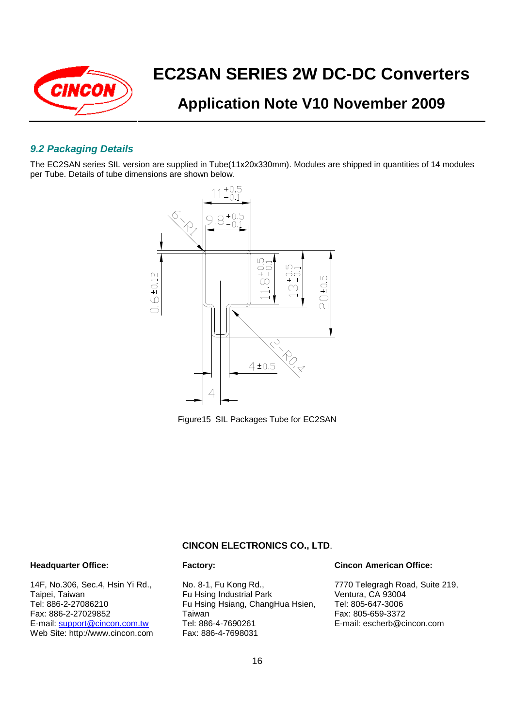### 9.2 Packaging Details

The EC2SAN series SIL version are supplied in Tube(11x20x330mm). Modules are shipped in quantities of 14 modules per Tube. Details of tube dimensions are shown below.

$11^{+0.5}_{-0.1}$

$9.8^{+0.5}_{-0.1}$

6-R1

$0.6\pm0.12$

$11.8^{+0.5}_{-0.1}$

$13^{+0.5}_{-0.1}$

$20\pm0.5$

2-R0.4

$4\pm0.5$

4

Figure15 SIL Packages Tube for EC2SAN

**CINCON ELECTRONICS CO., LTD**.

**Headquarter Office:**

14F, No.306, Sec.4, Hsin Yi Rd.,
Taipei, Taiwan
Tel: 886-2-27086210
Fax: 886-2-27029852
E-mail: support@cincon.com.tw
Web Site: http://www.cincon.com

**Factory:**

No. 8-1, Fu Kong Rd.,
Fu Hsing Industrial Park
Fu Hsing Hsiang, ChangHua Hsien,
Taiwan
Tel: 886-4-7690261
Fax: 886-4-7698031

**Cincon American Office:**

7770 Telegragh Road, Suite 219,
Ventura, CA 93004
Tel: 805-647-3006
Fax: 805-659-3372
E-mail: escherb@cincon.com